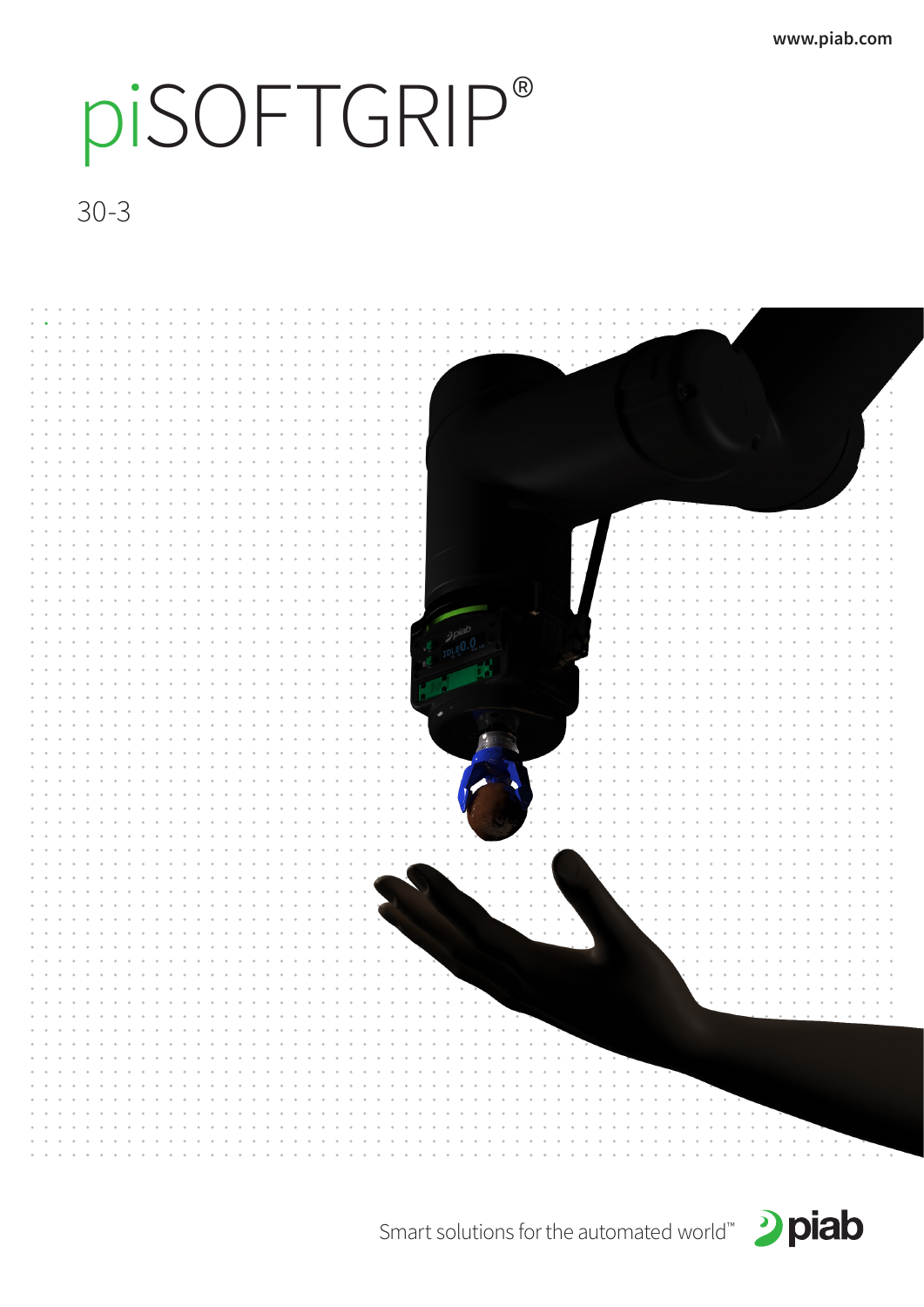www.piab.com

# piSOFTGRIP®

30-3

Smart solutions for the automated world™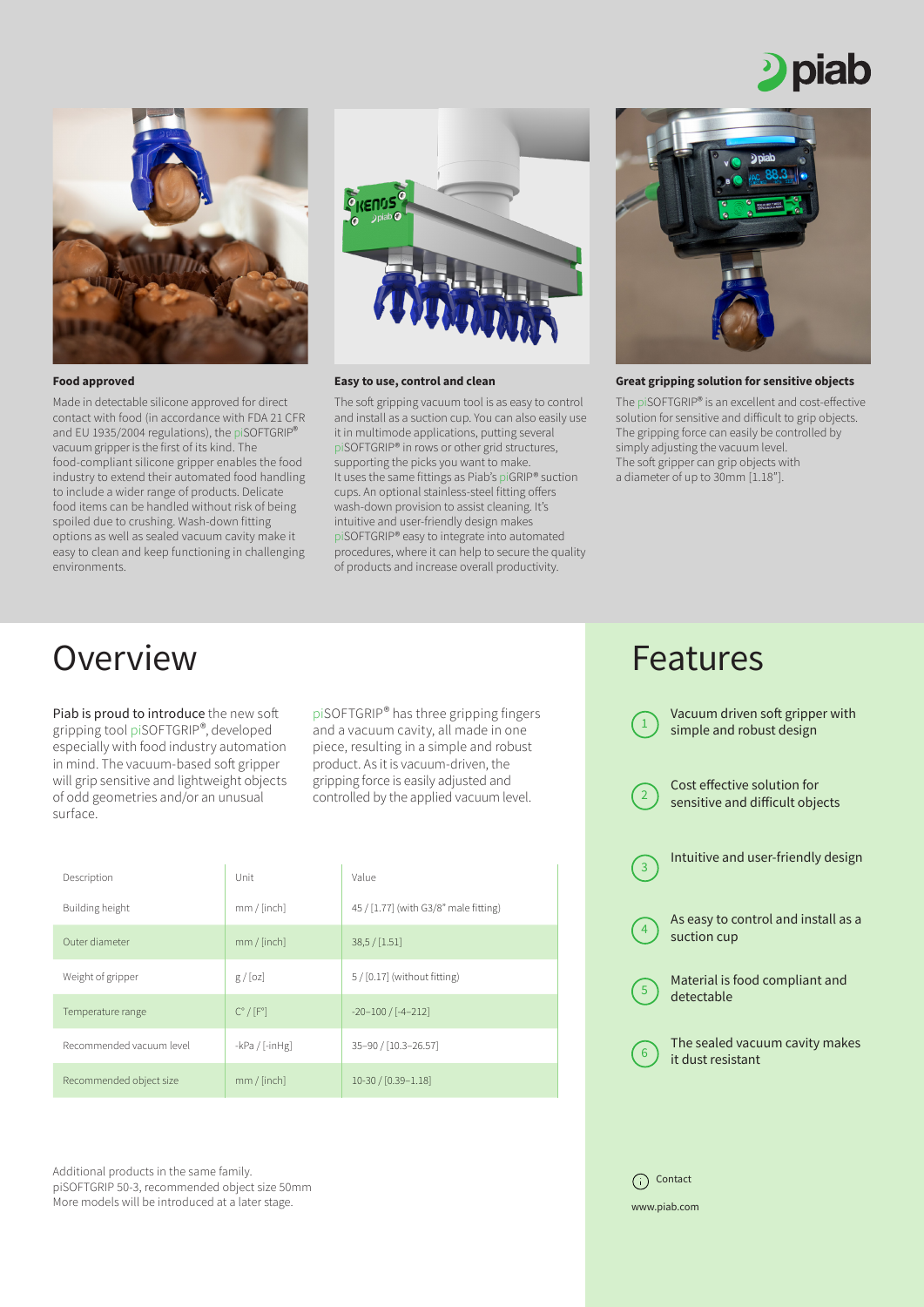### Food approved

Made in detectable silicone approved for direct contact with food (in accordance with FDA 21 CFR and EU 1935/2004 regulations), the piSOFTGRIP® vacuum gripper is the first of its kind. The food-compliant silicone gripper enables the food industry to extend their automated food handling to include a wider range of products. Delicate food items can be handled without risk of being spoiled due to crushing. Wash-down fitting options as well as sealed vacuum cavity make it easy to clean and keep functioning in challenging environments.

### Easy to use, control and clean

The soft gripping vacuum tool is as easy to control and install as a suction cup. You can also easily use it in multimode applications, putting several piSOFTGRIP® in rows or other grid structures, supporting the picks you want to make.
It uses the same fittings as Piab's piGRIP® suction cups. An optional stainless-steel fitting offers wash-down provision to assist cleaning. It's intuitive and user-friendly design makes piSOFTGRIP® easy to integrate into automated procedures, where it can help to secure the quality of products and increase overall productivity.

### Great gripping solution for sensitive objects

The piSOFTGRIP® is an excellent and cost-effective solution for sensitive and difficult to grip objects. The gripping force can easily be controlled by simply adjusting the vacuum level.
The soft gripper can grip objects with a diameter of up to 30mm [1.18"].

# Overview

Piab is proud to introduce the new soft gripping tool piSOFTGRIP®, developed especially with food industry automation in mind. The vacuum-based soft gripper will grip sensitive and lightweight objects of odd geometries and/or an unusual surface.

piSOFTGRIP® has three gripping fingers and a vacuum cavity, all made in one piece, resulting in a simple and robust product. As it is vacuum-driven, the gripping force is easily adjusted and controlled by the applied vacuum level.

| Description | Unit | Value |
|---|---|---|
| Building height | mm / [inch] | 45 / [1.77] (with G3/8" male fitting) |
| Outer diameter | mm / [inch] | 38,5 / [1.51] |
| Weight of gripper | g / [oz] | 5 / [0.17] (without fitting) |
| Temperature range | C° / [F°] | -20–100 / [-4–212] |
| Recommended vacuum level | -kPa / [-inHg] | 35–90 / [10.3–26.57] |
| Recommended object size | mm / [inch] | 10-30 / [0.39–1.18] |

Additional products in the same family.
piSOFTGRIP 50-3, recommended object size 50mm
More models will be introduced at a later stage.

# Features

1. Vacuum driven soft gripper with simple and robust design
2. Cost effective solution for sensitive and difficult objects
3. Intuitive and user-friendly design
4. As easy to control and install as a suction cup
5. Material is food compliant and detectable
6. The sealed vacuum cavity makes it dust resistant

Contact

www.piab.com